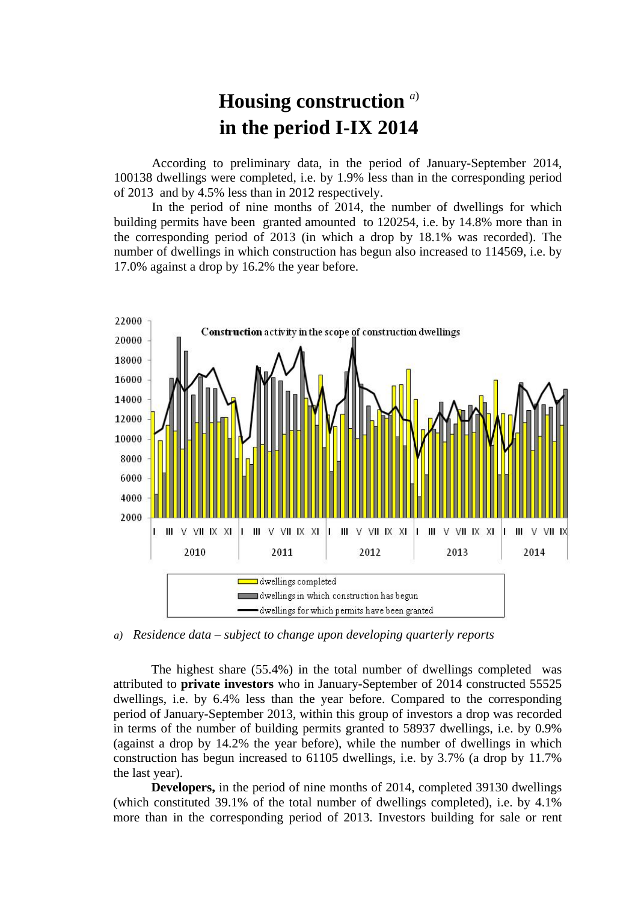# Housing construction [a] in the period I-IX 2014

According to preliminary data, in the period of January-September 2014, 100138 dwellings were completed, i.e. by 1.9% less than in the corresponding period of 2013 and by 4.5% less than in 2012 respectively.

In the period of nine months of 2014, the number of dwellings for which building permits have been granted amounted to 120254, i.e. by 14.8% more than in the corresponding period of 2013 (in which a drop by 18.1% was recorded). The number of dwellings in which construction has begun also increased to 114569, i.e. by 17.0% against a drop by 16.2% the year before.

*a) Residence data – subject to change upon developing quarterly reports*

The highest share (55.4%) in the total number of dwellings completed was attributed to **private investors** who in January-September of 2014 constructed 55525 dwellings, i.e. by 6.4% less than the year before. Compared to the corresponding period of January-September 2013, within this group of investors a drop was recorded in terms of the number of building permits granted to 58937 dwellings, i.e. by 0.9% (against a drop by 14.2% the year before), while the number of dwellings in which construction has begun increased to 61105 dwellings, i.e. by 3.7% (a drop by 11.7% the last year).

**Developers,** in the period of nine months of 2014, completed 39130 dwellings (which constituted 39.1% of the total number of dwellings completed), i.e. by 4.1% more than in the corresponding period of 2013. Investors building for sale or rent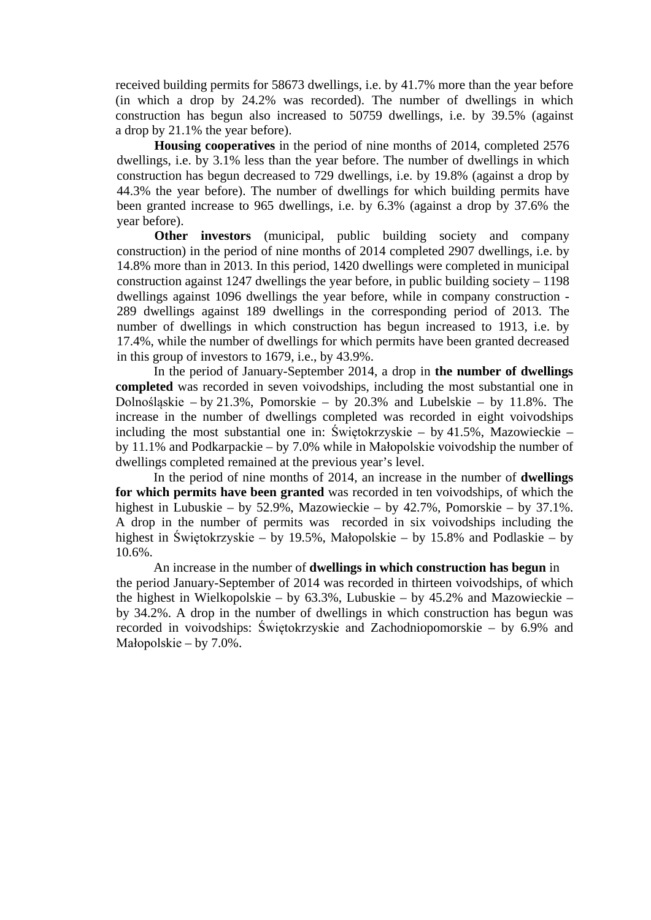received building permits for 58673 dwellings, i.e. by 41.7% more than the year before (in which a drop by 24.2% was recorded). The number of dwellings in which construction has begun also increased to 50759 dwellings, i.e. by 39.5% (against a drop by 21.1% the year before).

**Housing cooperatives** in the period of nine months of 2014, completed 2576 dwellings, i.e. by 3.1% less than the year before. The number of dwellings in which construction has begun decreased to 729 dwellings, i.e. by 19.8% (against a drop by 44.3% the year before). The number of dwellings for which building permits have been granted increase to 965 dwellings, i.e. by 6.3% (against a drop by 37.6% the year before).

**Other investors** (municipal, public building society and company construction) in the period of nine months of 2014 completed 2907 dwellings, i.e. by 14.8% more than in 2013. In this period, 1420 dwellings were completed in municipal construction against 1247 dwellings the year before, in public building society – 1198 dwellings against 1096 dwellings the year before, while in company construction - 289 dwellings against 189 dwellings in the corresponding period of 2013. The number of dwellings in which construction has begun increased to 1913, i.e. by 17.4%, while the number of dwellings for which permits have been granted decreased in this group of investors to 1679, i.e., by 43.9%.

In the period of January-September 2014, a drop in **the number of dwellings completed** was recorded in seven voivodships, including the most substantial one in Dolnośląskie – by 21.3%, Pomorskie – by 20.3% and Lubelskie – by 11.8%. The increase in the number of dwellings completed was recorded in eight voivodships including the most substantial one in: Świętokrzyskie – by 41.5%, Mazowieckie – by 11.1% and Podkarpackie – by 7.0% while in Małopolskie voivodship the number of dwellings completed remained at the previous year's level.

In the period of nine months of 2014, an increase in the number of **dwellings for which permits have been granted** was recorded in ten voivodships, of which the highest in Lubuskie – by 52.9%, Mazowieckie – by 42.7%, Pomorskie – by 37.1%. A drop in the number of permits was recorded in six voivodships including the highest in Świętokrzyskie – by 19.5%, Małopolskie – by 15.8% and Podlaskie – by 10.6%.

An increase in the number of **dwellings in which construction has begun** in the period January-September of 2014 was recorded in thirteen voivodships, of which the highest in Wielkopolskie – by 63.3%, Lubuskie – by 45.2% and Mazowieckie – by 34.2%. A drop in the number of dwellings in which construction has begun was recorded in voivodships: Świętokrzyskie and Zachodniopomorskie – by 6.9% and Małopolskie – by 7.0%.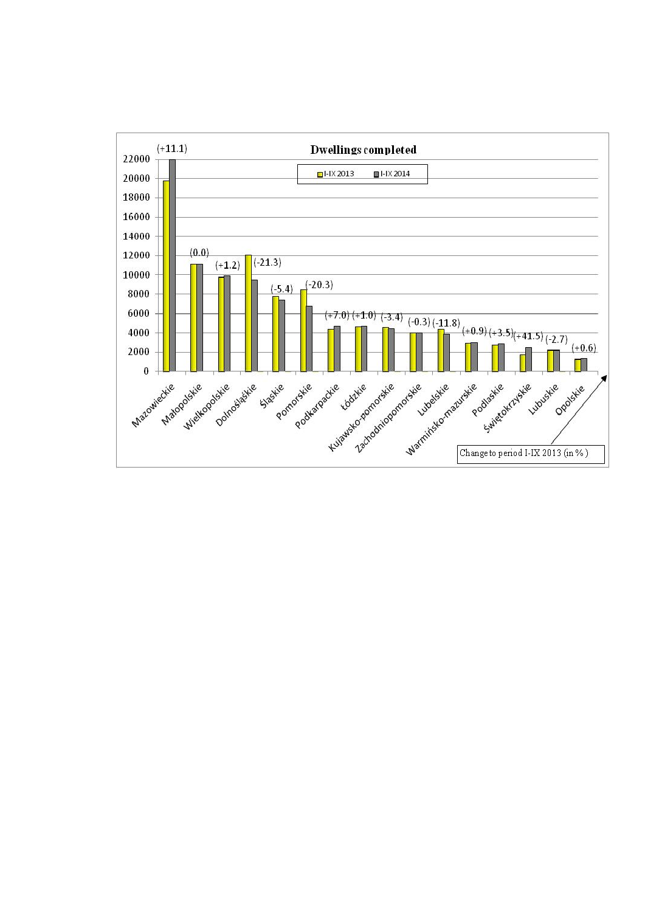**Dwellings completed**

Legend: I-IX 2013 | I-IX 2014

| Voivodship | Change to period I-IX 2013 (in %) |
|---|---|
| Mazowieckie | (+11.1) |
| Małopolskie | (0.0) |
| Wielkopolskie | (+1.2) |
| Dolnośląskie | (-21.3) |
| Śląskie | (-5.4) |
| Pomorskie | (-20.3) |
| Podkarpackie | (+7.0) |
| Łódzkie | (+1.0) |
| Kujawsko-pomorskie | (-3.4) |
| Zachodniopomorskie | (-0.3) |
| Lubelskie | (-11.8) |
| Warmińsko-mazurskie | (+0.9) |
| Podlaskie | (+3.5) |
| Świętokrzyskie | (+41.5) |
| Lubuskie | (-2.7) |
| Opolskie | (+0.6) |

Change to period I-IX 2013 (in %)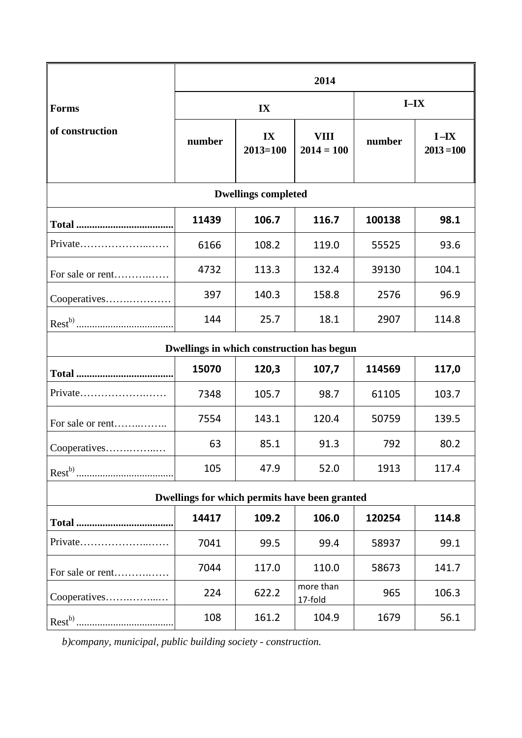| Forms of construction | 2014 | | | | |
|---|---|---|---|---|---|
| | IX | | | I–IX | |
| | number | IX 2013=100 | VIII 2014 = 100 | number | I –IX 2013 =100 |
| **Dwellings completed** | | | | | |
| **Total** | **11439** | **106.7** | **116.7** | **100138** | **98.1** |
| Private | 6166 | 108.2 | 119.0 | 55525 | 93.6 |
| For sale or rent | 4732 | 113.3 | 132.4 | 39130 | 104.1 |
| Cooperatives | 397 | 140.3 | 158.8 | 2576 | 96.9 |
| Rest[b)] | 144 | 25.7 | 18.1 | 2907 | 114.8 |
| **Dwellings in which construction has begun** | | | | | |
| **Total** | **15070** | **120,3** | **107,7** | **114569** | **117,0** |
| Private | 7348 | 105.7 | 98.7 | 61105 | 103.7 |
| For sale or rent | 7554 | 143.1 | 120.4 | 50759 | 139.5 |
| Cooperatives | 63 | 85.1 | 91.3 | 792 | 80.2 |
| Rest[b)] | 105 | 47.9 | 52.0 | 1913 | 117.4 |
| **Dwellings for which permits have been granted** | | | | | |
| **Total** | **14417** | **109.2** | **106.0** | **120254** | **114.8** |
| Private | 7041 | 99.5 | 99.4 | 58937 | 99.1 |
| For sale or rent | 7044 | 117.0 | 110.0 | 58673 | 141.7 |
| Cooperatives | 224 | 622.2 | more than 17-fold | 965 | 106.3 |
| Rest[b)] | 108 | 161.2 | 104.9 | 1679 | 56.1 |

*b)company, municipal, public building society - construction.*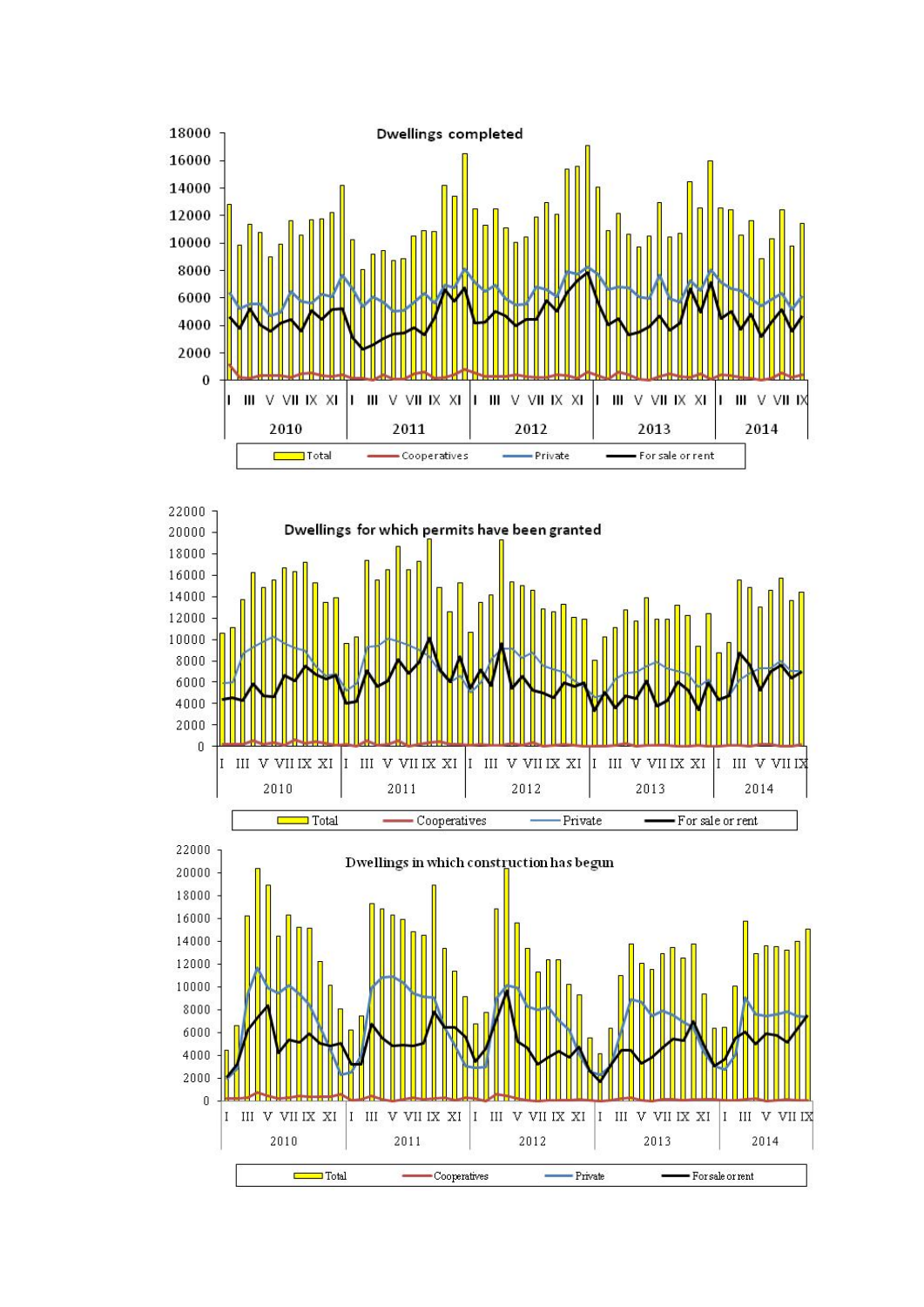Dwellings completed

18000
16000
14000
12000
10000
8000
6000
4000
2000
0

I III V VII IX XI I III V VII IX XI I III V VII IX XI I III V VII IX XI I III V VII IX

2010 2011 2012 2013 2014

Total Cooperatives Private For sale or rent

Dwellings for which permits have been granted

22000
20000
18000
16000
14000
12000
10000
8000
6000
4000
2000
0

I III V VII IX XI I III V VII IX XI I III V VII IX XI I III V VII IX XI I III V VII IX

2010 2011 2012 2013 2014

Total Cooperatives Private For sale or rent

Dwellings in which construction has begun

22000
20000
18000
16000
14000
12000
10000
8000
6000
4000
2000
0

I III V VII IX XI I III V VII IX XI I III V VII IX XI I III V VII IX XI I III V VII IX

2010 2011 2012 2013 2014

Total Cooperatives Private For sale or rent